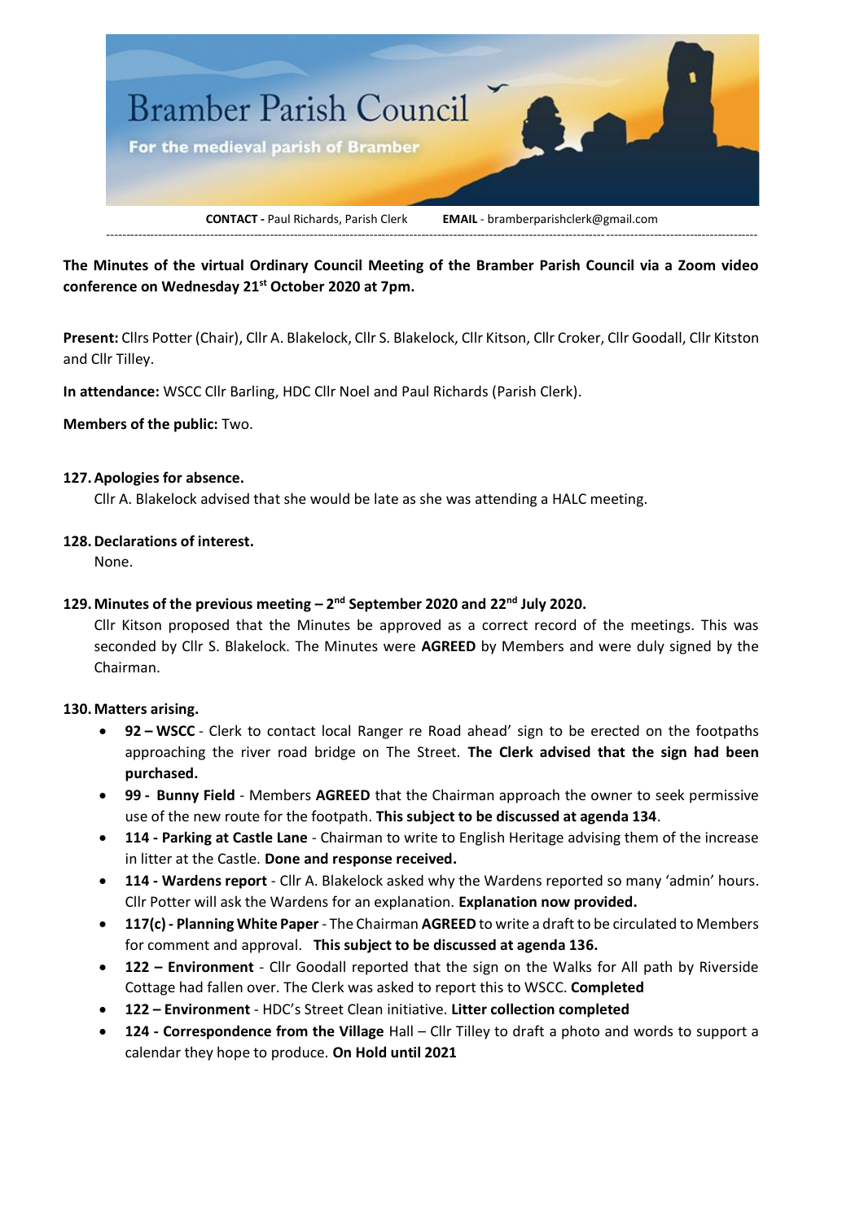# Bramber Parish Council

**For the medieval parish of Bramber**

**CONTACT -** Paul Richards, Parish Clerk **EMAIL** - bramberparishclerk@gmail.com

---

**The Minutes of the virtual Ordinary Council Meeting of the Bramber Parish Council via a Zoom video conference on Wednesday 21st October 2020 at 7pm.**

**Present:** Cllrs Potter (Chair), Cllr A. Blakelock, Cllr S. Blakelock, Cllr Kitson, Cllr Croker, Cllr Goodall, Cllr Kitston and Cllr Tilley.

**In attendance:** WSCC Cllr Barling, HDC Cllr Noel and Paul Richards (Parish Clerk).

**Members of the public:** Two.

**127. Apologies for absence.**
Cllr A. Blakelock advised that she would be late as she was attending a HALC meeting.

**128. Declarations of interest.**
None.

**129. Minutes of the previous meeting – 2nd September 2020 and 22nd July 2020.**
Cllr Kitson proposed that the Minutes be approved as a correct record of the meetings. This was seconded by Cllr S. Blakelock. The Minutes were **AGREED** by Members and were duly signed by the Chairman.

**130. Matters arising.**

- **92 – WSCC** - Clerk to contact local Ranger re Road ahead' sign to be erected on the footpaths approaching the river road bridge on The Street. **The Clerk advised that the sign had been purchased.**
- **99 - Bunny Field** - Members **AGREED** that the Chairman approach the owner to seek permissive use of the new route for the footpath. **This subject to be discussed at agenda 134**.
- **114 - Parking at Castle Lane** - Chairman to write to English Heritage advising them of the increase in litter at the Castle. **Done and response received.**
- **114 - Wardens report** - Cllr A. Blakelock asked why the Wardens reported so many 'admin' hours. Cllr Potter will ask the Wardens for an explanation. **Explanation now provided.**
- **117(c) - Planning White Paper** - The Chairman **AGREED** to write a draft to be circulated to Members for comment and approval. **This subject to be discussed at agenda 136.**
- **122 – Environment** - Cllr Goodall reported that the sign on the Walks for All path by Riverside Cottage had fallen over. The Clerk was asked to report this to WSCC. **Completed**
- **122 – Environment** - HDC's Street Clean initiative. **Litter collection completed**
- **124 - Correspondence from the Village** Hall – Cllr Tilley to draft a photo and words to support a calendar they hope to produce. **On Hold until 2021**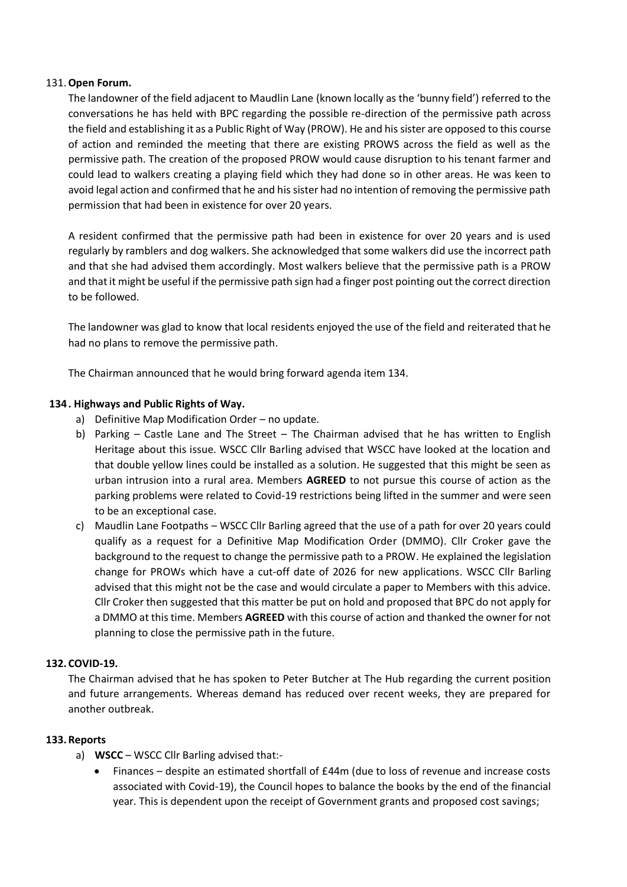131. **Open Forum.**

The landowner of the field adjacent to Maudlin Lane (known locally as the 'bunny field') referred to the conversations he has held with BPC regarding the possible re-direction of the permissive path across the field and establishing it as a Public Right of Way (PROW). He and his sister are opposed to this course of action and reminded the meeting that there are existing PROWS across the field as well as the permissive path. The creation of the proposed PROW would cause disruption to his tenant farmer and could lead to walkers creating a playing field which they had done so in other areas. He was keen to avoid legal action and confirmed that he and his sister had no intention of removing the permissive path permission that had been in existence for over 20 years.

A resident confirmed that the permissive path had been in existence for over 20 years and is used regularly by ramblers and dog walkers. She acknowledged that some walkers did use the incorrect path and that she had advised them accordingly. Most walkers believe that the permissive path is a PROW and that it might be useful if the permissive path sign had a finger post pointing out the correct direction to be followed.

The landowner was glad to know that local residents enjoyed the use of the field and reiterated that he had no plans to remove the permissive path.

The Chairman announced that he would bring forward agenda item 134.

**134. Highways and Public Rights of Way.**

a) Definitive Map Modification Order – no update.
b) Parking – Castle Lane and The Street – The Chairman advised that he has written to English Heritage about this issue. WSCC Cllr Barling advised that WSCC have looked at the location and that double yellow lines could be installed as a solution. He suggested that this might be seen as urban intrusion into a rural area. Members **AGREED** to not pursue this course of action as the parking problems were related to Covid-19 restrictions being lifted in the summer and were seen to be an exceptional case.
c) Maudlin Lane Footpaths – WSCC Cllr Barling agreed that the use of a path for over 20 years could qualify as a request for a Definitive Map Modification Order (DMMO). Cllr Croker gave the background to the request to change the permissive path to a PROW. He explained the legislation change for PROWs which have a cut-off date of 2026 for new applications. WSCC Cllr Barling advised that this might not be the case and would circulate a paper to Members with this advice. Cllr Croker then suggested that this matter be put on hold and proposed that BPC do not apply for a DMMO at this time. Members **AGREED** with this course of action and thanked the owner for not planning to close the permissive path in the future.

**132. COVID-19.**

The Chairman advised that he has spoken to Peter Butcher at The Hub regarding the current position and future arrangements. Whereas demand has reduced over recent weeks, they are prepared for another outbreak.

**133. Reports**

a) **WSCC** – WSCC Cllr Barling advised that:-
   - Finances – despite an estimated shortfall of £44m (due to loss of revenue and increase costs associated with Covid-19), the Council hopes to balance the books by the end of the financial year. This is dependent upon the receipt of Government grants and proposed cost savings;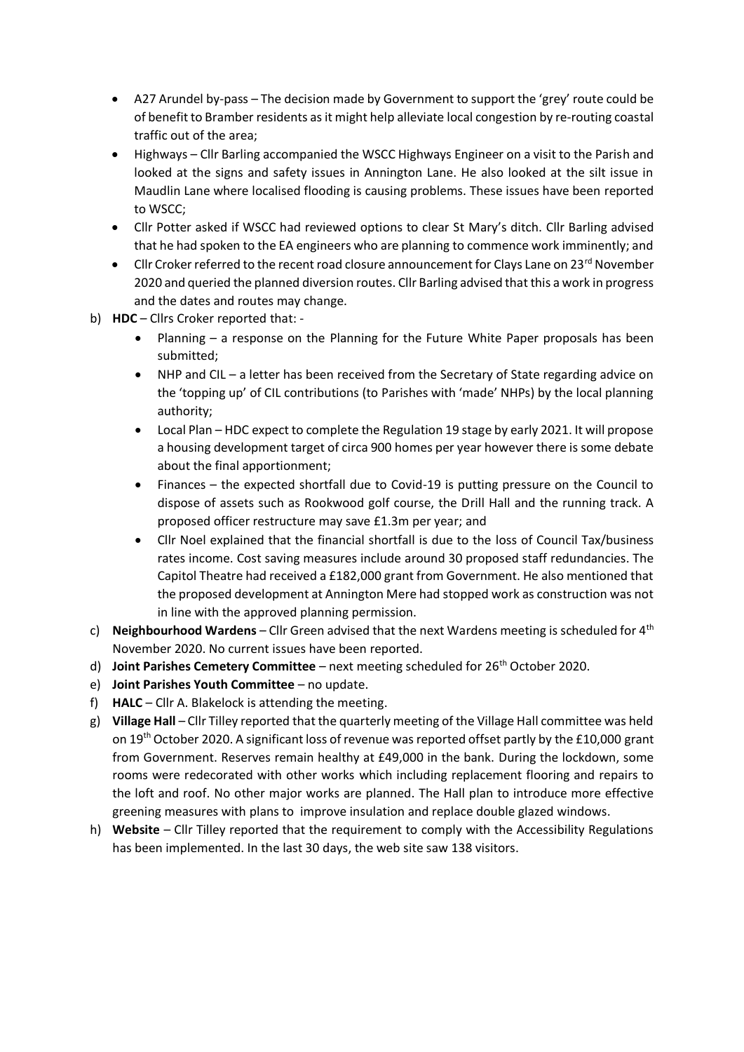- A27 Arundel by-pass – The decision made by Government to support the 'grey' route could be of benefit to Bramber residents as it might help alleviate local congestion by re-routing coastal traffic out of the area;
- Highways – Cllr Barling accompanied the WSCC Highways Engineer on a visit to the Parish and looked at the signs and safety issues in Annington Lane. He also looked at the silt issue in Maudlin Lane where localised flooding is causing problems. These issues have been reported to WSCC;
- Cllr Potter asked if WSCC had reviewed options to clear St Mary's ditch. Cllr Barling advised that he had spoken to the EA engineers who are planning to commence work imminently; and
- Cllr Croker referred to the recent road closure announcement for Clays Lane on 23rd November 2020 and queried the planned diversion routes. Cllr Barling advised that this a work in progress and the dates and routes may change.

b) **HDC** – Cllrs Croker reported that: -
   - Planning – a response on the Planning for the Future White Paper proposals has been submitted;
   - NHP and CIL – a letter has been received from the Secretary of State regarding advice on the 'topping up' of CIL contributions (to Parishes with 'made' NHPs) by the local planning authority;
   - Local Plan – HDC expect to complete the Regulation 19 stage by early 2021. It will propose a housing development target of circa 900 homes per year however there is some debate about the final apportionment;
   - Finances – the expected shortfall due to Covid-19 is putting pressure on the Council to dispose of assets such as Rookwood golf course, the Drill Hall and the running track. A proposed officer restructure may save £1.3m per year; and
   - Cllr Noel explained that the financial shortfall is due to the loss of Council Tax/business rates income. Cost saving measures include around 30 proposed staff redundancies. The Capitol Theatre had received a £182,000 grant from Government. He also mentioned that the proposed development at Annington Mere had stopped work as construction was not in line with the approved planning permission.

c) **Neighbourhood Wardens** – Cllr Green advised that the next Wardens meeting is scheduled for 4th November 2020. No current issues have been reported.

d) **Joint Parishes Cemetery Committee** – next meeting scheduled for 26th October 2020.

e) **Joint Parishes Youth Committee** – no update.

f) **HALC** – Cllr A. Blakelock is attending the meeting.

g) **Village Hall** – Cllr Tilley reported that the quarterly meeting of the Village Hall committee was held on 19th October 2020. A significant loss of revenue was reported offset partly by the £10,000 grant from Government. Reserves remain healthy at £49,000 in the bank. During the lockdown, some rooms were redecorated with other works which including replacement flooring and repairs to the loft and roof. No other major works are planned. The Hall plan to introduce more effective greening measures with plans to improve insulation and replace double glazed windows.

h) **Website** – Cllr Tilley reported that the requirement to comply with the Accessibility Regulations has been implemented. In the last 30 days, the web site saw 138 visitors.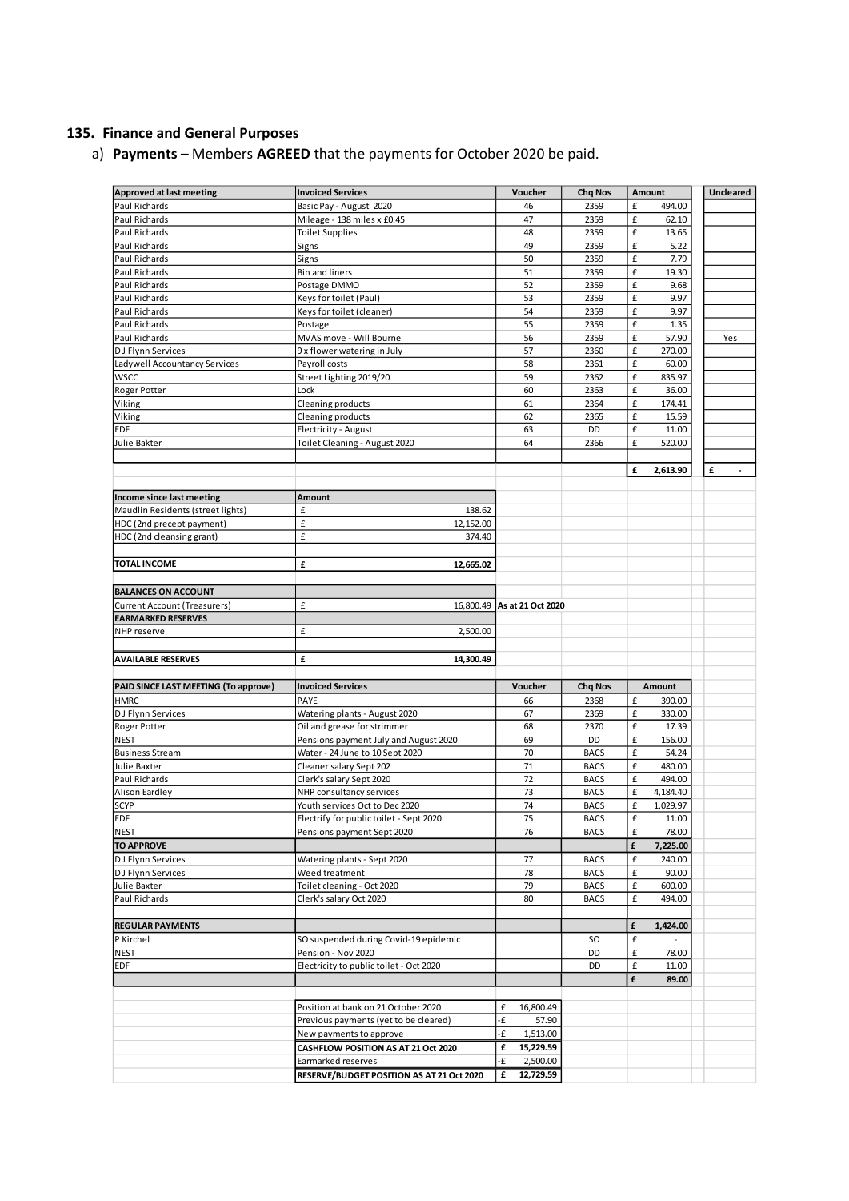## 135. Finance and General Purposes

a) **Payments** – Members **AGREED** that the payments for October 2020 be paid.

| Approved at last meeting | Invoiced Services | Voucher | Chq Nos | Amount | Uncleared |
|---|---|---|---|---|---|
| Paul Richards | Basic Pay - August 2020 | 46 | 2359 | £ 494.00 | |
| Paul Richards | Mileage - 138 miles x £0.45 | 47 | 2359 | £ 62.10 | |
| Paul Richards | Toilet Supplies | 48 | 2359 | £ 13.65 | |
| Paul Richards | Signs | 49 | 2359 | £ 5.22 | |
| Paul Richards | Signs | 50 | 2359 | £ 7.79 | |
| Paul Richards | Bin and liners | 51 | 2359 | £ 19.30 | |
| Paul Richards | Postage DMMO | 52 | 2359 | £ 9.68 | |
| Paul Richards | Keys for toilet (Paul) | 53 | 2359 | £ 9.97 | |
| Paul Richards | Keys for toilet (cleaner) | 54 | 2359 | £ 9.97 | |
| Paul Richards | Postage | 55 | 2359 | £ 1.35 | |
| Paul Richards | MVAS move - Will Bourne | 56 | 2359 | £ 57.90 | Yes |
| D J Flynn Services | 9 x flower watering in July | 57 | 2360 | £ 270.00 | |
| Ladywell Accountancy Services | Payroll costs | 58 | 2361 | £ 60.00 | |
| WSCC | Street Lighting 2019/20 | 59 | 2362 | £ 835.97 | |
| Roger Potter | Lock | 60 | 2363 | £ 36.00 | |
| Viking | Cleaning products | 61 | 2364 | £ 174.41 | |
| Viking | Cleaning products | 62 | 2365 | £ 15.59 | |
| EDF | Electricity - August | 63 | DD | £ 11.00 | |
| Julie Bakter | Toilet Cleaning - August 2020 | 64 | 2366 | £ 520.00 | |
| | | | | **£ 2,613.90** | **£ -** |

| Income since last meeting | Amount |
|---|---|
| Maudlin Residents (street lights) | £ 138.62 |
| HDC (2nd precept payment) | £ 12,152.00 |
| HDC (2nd cleansing grant) | £ 374.40 |
| **TOTAL INCOME** | **£ 12,665.02** |

| BALANCES ON ACCOUNT | | |
|---|---|---|
| Current Account (Treasurers) | £ 16,800.49 | **As at 21 Oct 2020** |
| **EARMARKED RESERVES** | | |
| NHP reserve | £ 2,500.00 | |
| **AVAILABLE RESERVES** | **£ 14,300.49** | |

| PAID SINCE LAST MEETING (To approve) | Invoiced Services | Voucher | Chq Nos | Amount |
|---|---|---|---|---|
| HMRC | PAYE | 66 | 2368 | £ 390.00 |
| D J Flynn Services | Watering plants - August 2020 | 67 | 2369 | £ 330.00 |
| Roger Potter | Oil and grease for strimmer | 68 | 2370 | £ 17.39 |
| NEST | Pensions payment July and August 2020 | 69 | DD | £ 156.00 |
| Business Stream | Water - 24 June to 10 Sept 2020 | 70 | BACS | £ 54.24 |
| Julie Baxter | Cleaner salary Sept 202 | 71 | BACS | £ 480.00 |
| Paul Richards | Clerk's salary Sept 2020 | 72 | BACS | £ 494.00 |
| Alison Eardley | NHP consultancy services | 73 | BACS | £ 4,184.40 |
| SCYP | Youth services Oct to Dec 2020 | 74 | BACS | £ 1,029.97 |
| EDF | Electrify for public toilet - Sept 2020 | 75 | BACS | £ 11.00 |
| NEST | Pensions payment Sept 2020 | 76 | BACS | £ 78.00 |
| **TO APPROVE** | | | | **£ 7,225.00** |
| D J Flynn Services | Watering plants - Sept 2020 | 77 | BACS | £ 240.00 |
| D J Flynn Services | Weed treatment | 78 | BACS | £ 90.00 |
| Julie Baxter | Toilet cleaning - Oct 2020 | 79 | BACS | £ 600.00 |
| Paul Richards | Clerk's salary Oct 2020 | 80 | BACS | £ 494.00 |
| **REGULAR PAYMENTS** | | | | **£ 1,424.00** |
| P Kirchel | SO suspended during Covid-19 epidemic | | SO | £ - |
| NEST | Pension - Nov 2020 | | DD | £ 78.00 |
| EDF | Electricity to public toilet - Oct 2020 | | DD | £ 11.00 |
| | | | | **£ 89.00** |

| | |
|---|---|
| Position at bank on 21 October 2020 | £ 16,800.49 |
| Previous payments (yet to be cleared) | -£ 57.90 |
| New payments to approve | -£ 1,513.00 |
| **CASHFLOW POSITION AS AT 21 Oct 2020** | **£ 15,229.59** |
| Earmarked reserves | -£ 2,500.00 |
| **RESERVE/BUDGET POSITION AS AT 21 Oct 2020** | **£ 12,729.59** |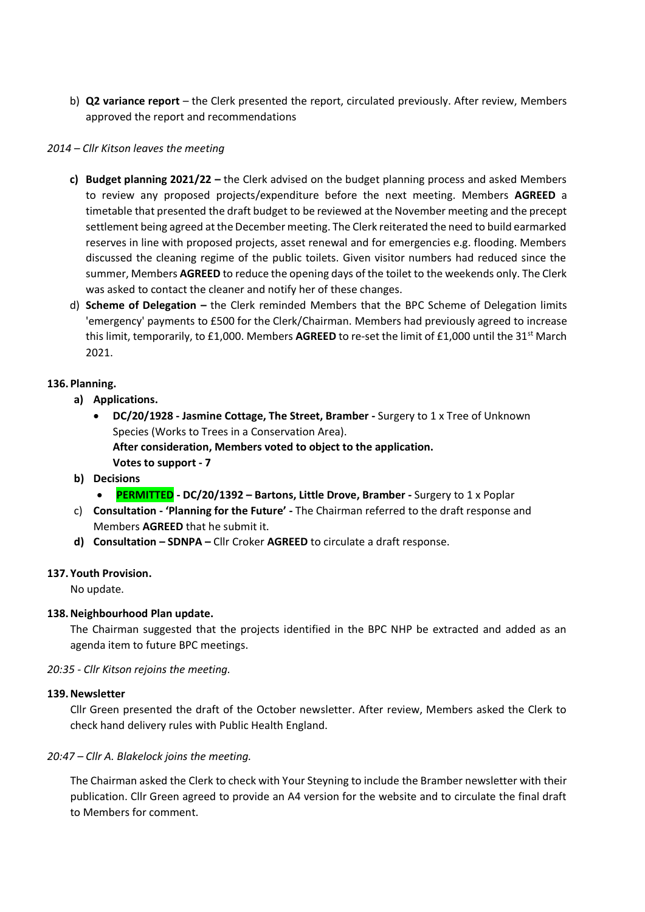b) **Q2 variance report** – the Clerk presented the report, circulated previously. After review, Members approved the report and recommendations

*2014 – Cllr Kitson leaves the meeting*

c) **Budget planning 2021/22 –** the Clerk advised on the budget planning process and asked Members to review any proposed projects/expenditure before the next meeting. Members **AGREED** a timetable that presented the draft budget to be reviewed at the November meeting and the precept settlement being agreed at the December meeting. The Clerk reiterated the need to build earmarked reserves in line with proposed projects, asset renewal and for emergencies e.g. flooding. Members discussed the cleaning regime of the public toilets. Given visitor numbers had reduced since the summer, Members **AGREED** to reduce the opening days of the toilet to the weekends only. The Clerk was asked to contact the cleaner and notify her of these changes.

d) **Scheme of Delegation –** the Clerk reminded Members that the BPC Scheme of Delegation limits 'emergency' payments to £500 for the Clerk/Chairman. Members had previously agreed to increase this limit, temporarily, to £1,000. Members **AGREED** to re-set the limit of £1,000 until the 31st March 2021.

**136. Planning.**

**a) Applications.**

- **DC/20/1928 - Jasmine Cottage, The Street, Bramber -** Surgery to 1 x Tree of Unknown Species (Works to Trees in a Conservation Area).
  **After consideration, Members voted to object to the application.**
  **Votes to support - 7**

**b) Decisions**

- **PERMITTED - DC/20/1392 – Bartons, Little Drove, Bramber -** Surgery to 1 x Poplar

c) **Consultation - 'Planning for the Future' -** The Chairman referred to the draft response and Members **AGREED** that he submit it.

**d) Consultation – SDNPA –** Cllr Croker **AGREED** to circulate a draft response.

**137. Youth Provision.**

No update.

**138. Neighbourhood Plan update.**

The Chairman suggested that the projects identified in the BPC NHP be extracted and added as an agenda item to future BPC meetings.

*20:35 - Cllr Kitson rejoins the meeting.*

**139. Newsletter**

Cllr Green presented the draft of the October newsletter. After review, Members asked the Clerk to check hand delivery rules with Public Health England.

*20:47 – Cllr A. Blakelock joins the meeting.*

The Chairman asked the Clerk to check with Your Steyning to include the Bramber newsletter with their publication. Cllr Green agreed to provide an A4 version for the website and to circulate the final draft to Members for comment.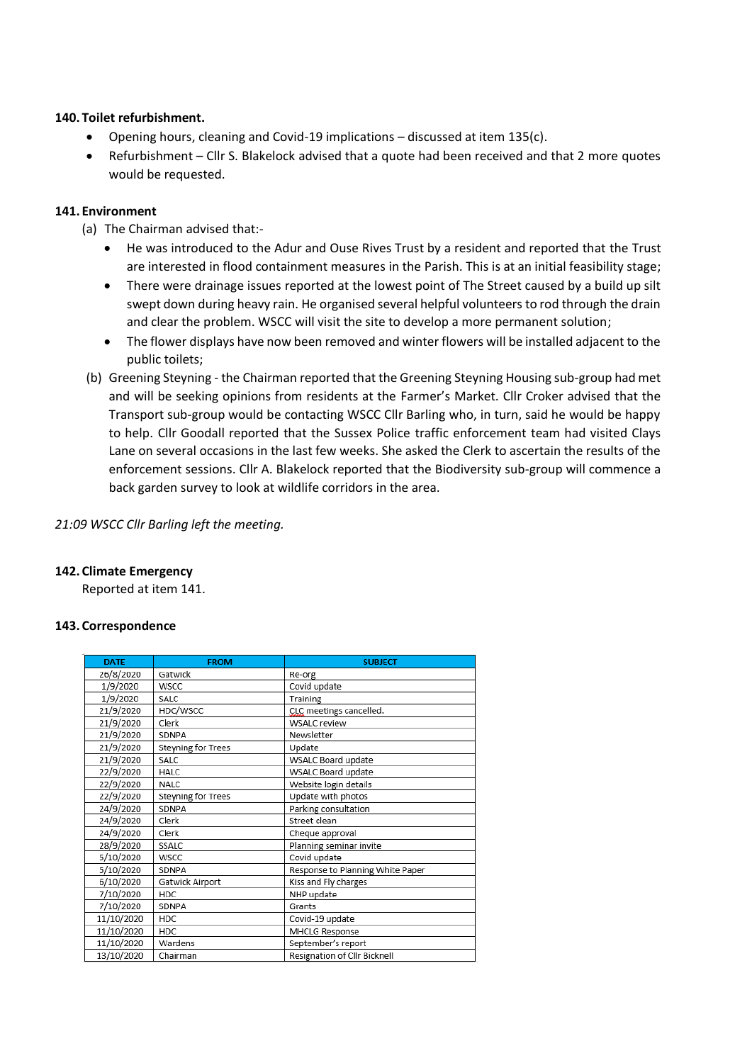## 140. Toilet refurbishment.

- Opening hours, cleaning and Covid-19 implications – discussed at item 135(c).
- Refurbishment – Cllr S. Blakelock advised that a quote had been received and that 2 more quotes would be requested.

## 141. Environment

(a) The Chairman advised that:-

- He was introduced to the Adur and Ouse Rives Trust by a resident and reported that the Trust are interested in flood containment measures in the Parish. This is at an initial feasibility stage;
- There were drainage issues reported at the lowest point of The Street caused by a build up silt swept down during heavy rain. He organised several helpful volunteers to rod through the drain and clear the problem. WSCC will visit the site to develop a more permanent solution;
- The flower displays have now been removed and winter flowers will be installed adjacent to the public toilets;

(b) Greening Steyning - the Chairman reported that the Greening Steyning Housing sub-group had met and will be seeking opinions from residents at the Farmer's Market. Cllr Croker advised that the Transport sub-group would be contacting WSCC Cllr Barling who, in turn, said he would be happy to help. Cllr Goodall reported that the Sussex Police traffic enforcement team had visited Clays Lane on several occasions in the last few weeks. She asked the Clerk to ascertain the results of the enforcement sessions. Cllr A. Blakelock reported that the Biodiversity sub-group will commence a back garden survey to look at wildlife corridors in the area.

*21:09 WSCC Cllr Barling left the meeting.*

## 142. Climate Emergency

Reported at item 141.

## 143. Correspondence

| DATE | FROM | SUBJECT |
|---|---|---|
| 26/8/2020 | Gatwick | Re-org |
| 1/9/2020 | WSCC | Covid update |
| 1/9/2020 | SALC | Training |
| 21/9/2020 | HDC/WSCC | CLC meetings cancelled. |
| 21/9/2020 | Clerk | WSALC review |
| 21/9/2020 | SDNPA | Newsletter |
| 21/9/2020 | Steyning for Trees | Update |
| 21/9/2020 | SALC | WSALC Board update |
| 22/9/2020 | HALC | WSALC Board update |
| 22/9/2020 | NALC | Website login details |
| 22/9/2020 | Steyning for Trees | Update with photos |
| 24/9/2020 | SDNPA | Parking consultation |
| 24/9/2020 | Clerk | Street clean |
| 24/9/2020 | Clerk | Cheque approval |
| 28/9/2020 | SSALC | Planning seminar invite |
| 5/10/2020 | WSCC | Covid update |
| 5/10/2020 | SDNPA | Response to Planning White Paper |
| 6/10/2020 | Gatwick Airport | Kiss and Fly charges |
| 7/10/2020 | HDC | NHP update |
| 7/10/2020 | SDNPA | Grants |
| 11/10/2020 | HDC | Covid-19 update |
| 11/10/2020 | HDC | MHCLG Response |
| 11/10/2020 | Wardens | September's report |
| 13/10/2020 | Chairman | Resignation of Cllr Bicknell |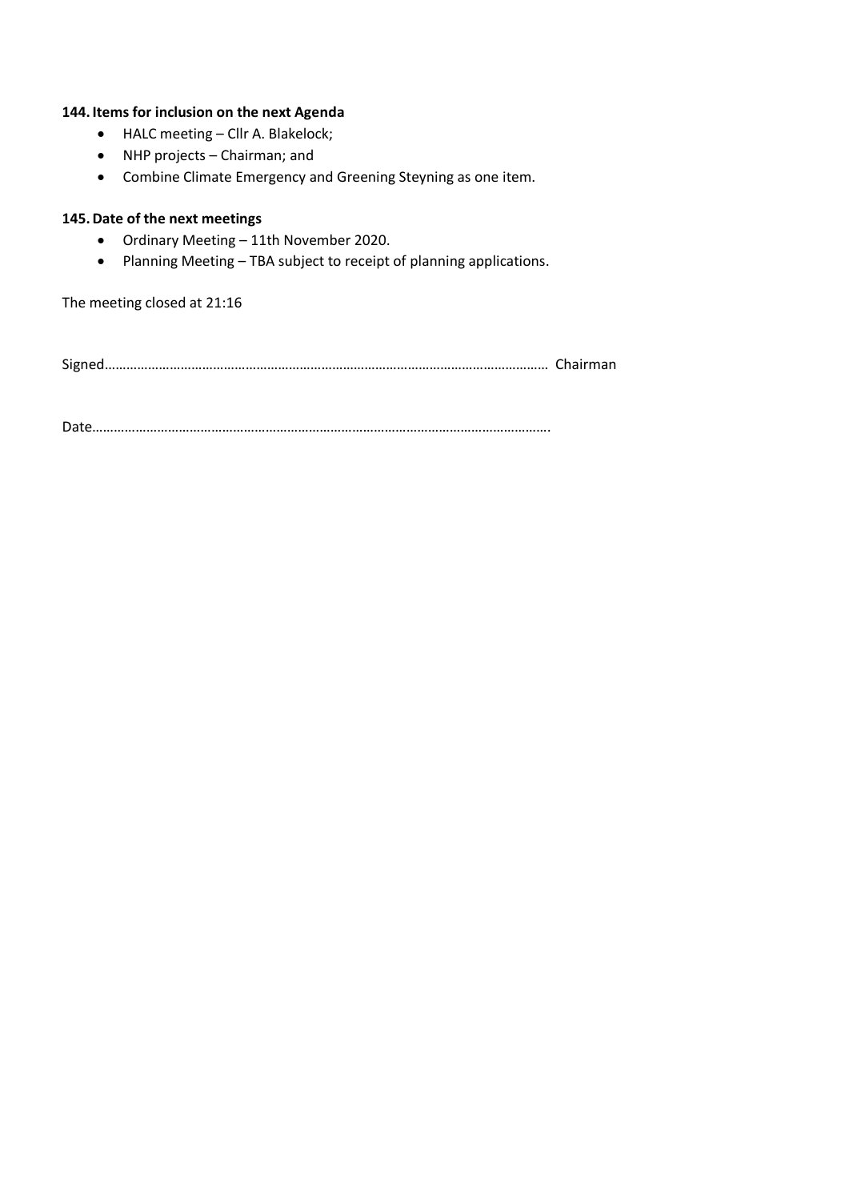**144. Items for inclusion on the next Agenda**

- HALC meeting – Cllr A. Blakelock;
- NHP projects – Chairman; and
- Combine Climate Emergency and Greening Steyning as one item.

**145. Date of the next meetings**

- Ordinary Meeting – 11th November 2020.
- Planning Meeting – TBA subject to receipt of planning applications.

The meeting closed at 21:16

Signed………………………………………………………………………………………………………… Chairman

Date…………………………………………………………………………………………………………….